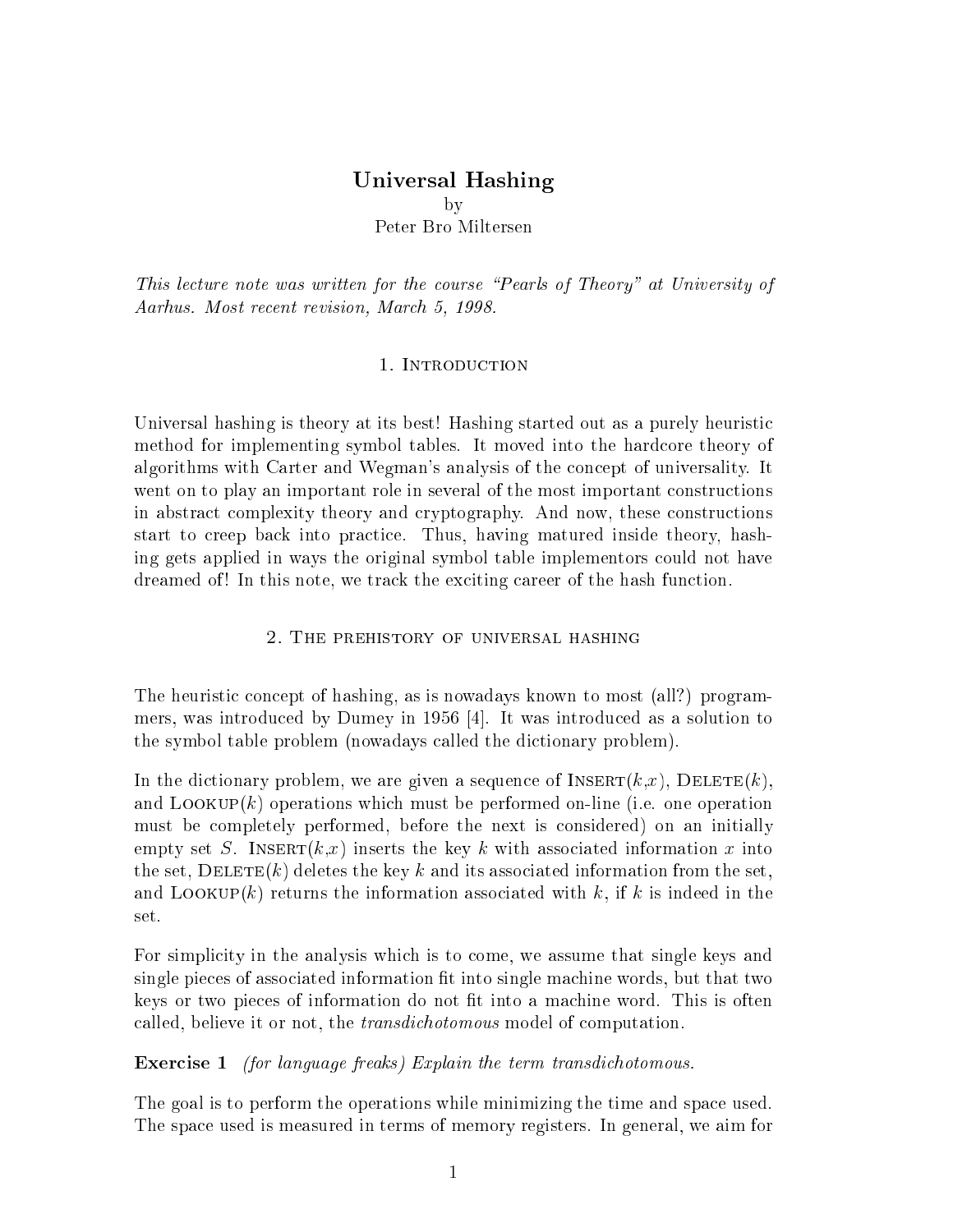# Universal Hashing

by

Peter Bro Miltersen

*This lecture note was written for the course "Pearls of Theory" at University of Aarhus. Most recent revision, March 5, 1998.*

## 1. Introduction

Universal hashing is theory at its best! Hashing started out as a purely heuristic method for implementing symbol tables. It moved into the hardcore theory of algorithms with Carter and Wegman's analysis of the concept of universality. It went on to play an important role in several of the most important constructions in abstract complexity theory and cryptography. And now, these constructions start to creep back into practice. Thus, having matured inside theory, hashing gets applied in ways the original symbol table implementors could not have dreamed of! In this note, we track the exciting career of the hash function.

## 2. The prehistory of universal hashing

The heuristic concept of hashing, as is nowadays known to most (all?) programmers, was introduced by Dumey in 1956 [4]. It was introduced as a solution to the symbol table problem (nowadays called the dictionary problem).

In the dictionary problem, we are given a sequence of Insert($k$,$x$), Delete($k$), and Lookup($k$) operations which must be performed on-line (i.e. one operation must be completely performed, before the next is considered) on an initially empty set $S$. Insert($k$,$x$) inserts the key $k$ with associated information $x$ into the set, Delete($k$) deletes the key $k$ and its associated information from the set, and Lookup($k$) returns the information associated with $k$, if $k$ is indeed in the set.

For simplicity in the analysis which is to come, we assume that single keys and single pieces of associated information fit into single machine words, but that two keys or two pieces of information do not fit into a machine word. This is often called, believe it or not, the *transdichotomous* model of computation.

**Exercise 1** *(for language freaks) Explain the term transdichotomous.*

The goal is to perform the operations while minimizing the time and space used. The space used is measured in terms of memory registers. In general, we aim for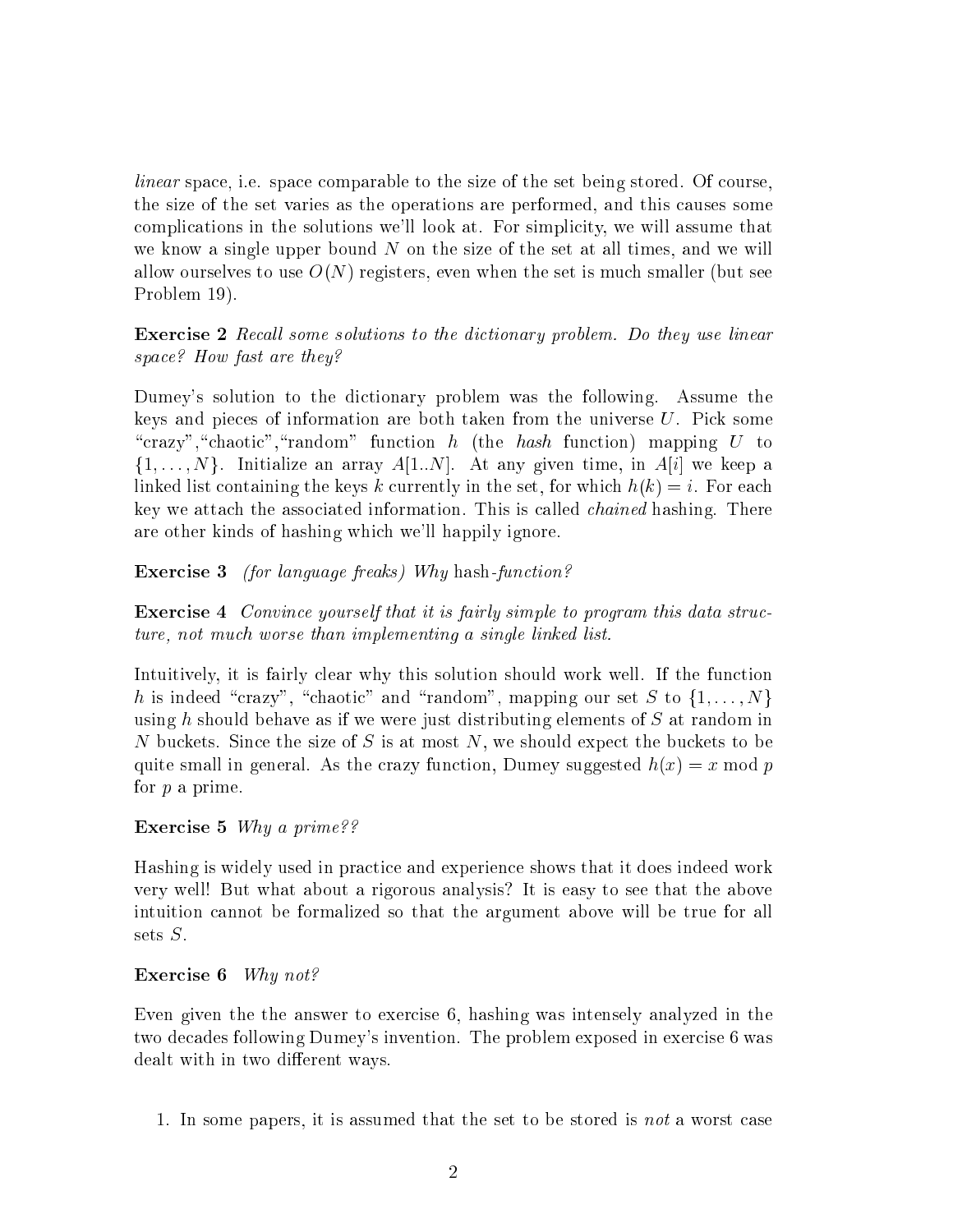*linear* space, i.e. space comparable to the size of the set being stored. Of course, the size of the set varies as the operations are performed, and this causes some complications in the solutions we'll look at. For simplicity, we will assume that we know a single upper bound $N$ on the size of the set at all times, and we will allow ourselves to use $O(N)$ registers, even when the set is much smaller (but see Problem 19).

**Exercise 2** *Recall some solutions to the dictionary problem. Do they use linear space? How fast are they?*

Dumey's solution to the dictionary problem was the following. Assume the keys and pieces of information are both taken from the universe $U$. Pick some "crazy","chaotic","random" function $h$ (the *hash* function) mapping $U$ to $\{1, \ldots, N\}$. Initialize an array $A[1..N]$. At any given time, in $A[i]$ we keep a linked list containing the keys $k$ currently in the set, for which $h(k) = i$. For each key we attach the associated information. This is called *chained* hashing. There are other kinds of hashing which we'll happily ignore.

**Exercise 3** *(for language freaks) Why* hash*-function?*

**Exercise 4** *Convince yourself that it is fairly simple to program this data structure, not much worse than implementing a single linked list.*

Intuitively, it is fairly clear why this solution should work well. If the function $h$ is indeed "crazy", "chaotic" and "random", mapping our set $S$ to $\{1, \ldots, N\}$ using $h$ should behave as if we were just distributing elements of $S$ at random in $N$ buckets. Since the size of $S$ is at most $N$, we should expect the buckets to be quite small in general. As the crazy function, Dumey suggested $h(x) = x \bmod p$ for $p$ a prime.

**Exercise 5** *Why a prime??*

Hashing is widely used in practice and experience shows that it does indeed work very well! But what about a rigorous analysis? It is easy to see that the above intuition cannot be formalized so that the argument above will be true for all sets $S$.

**Exercise 6** *Why not?*

Even given the the answer to exercise 6, hashing was intensely analyzed in the two decades following Dumey's invention. The problem exposed in exercise 6 was dealt with in two different ways.

1. In some papers, it is assumed that the set to be stored is *not* a worst case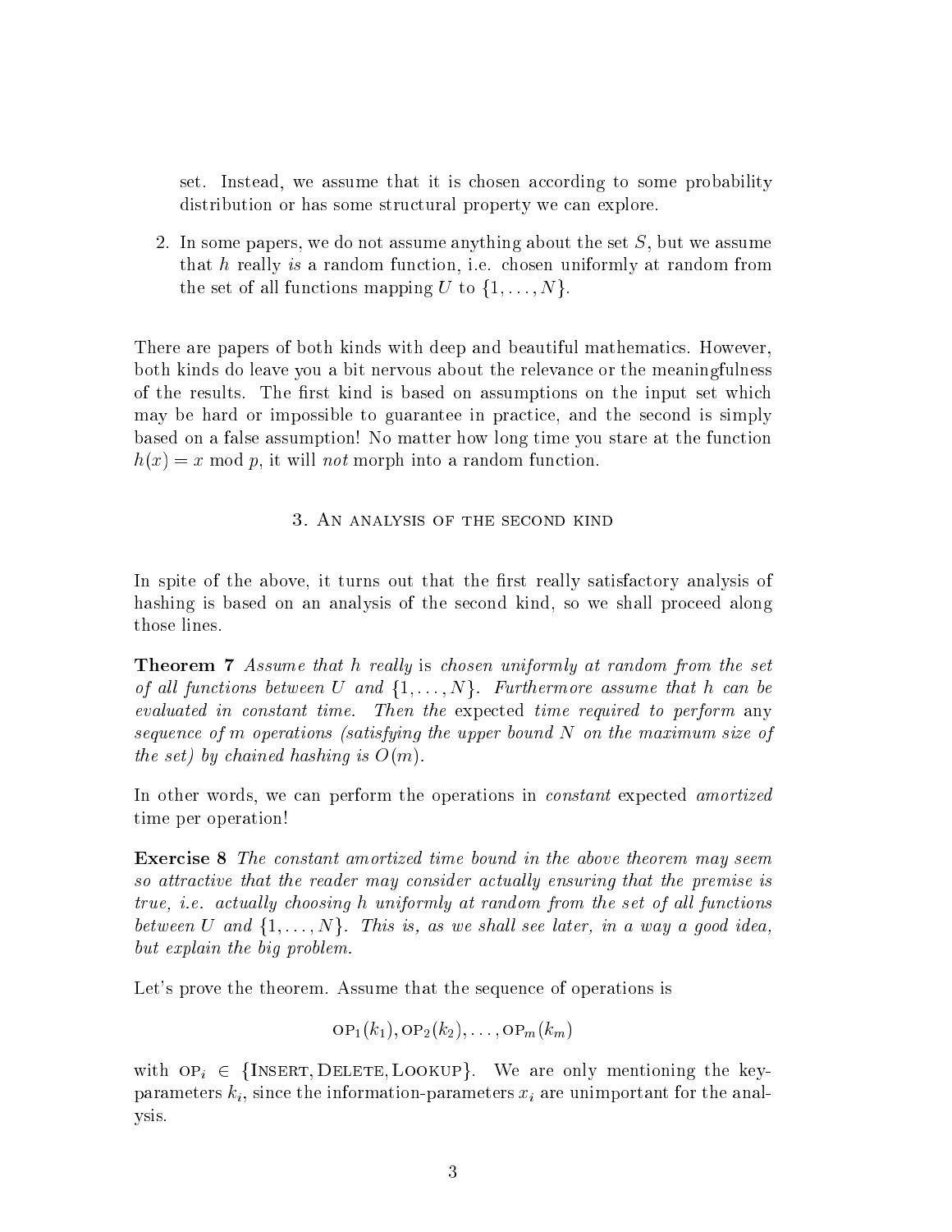set. Instead, we assume that it is chosen according to some probability distribution or has some structural property we can explore.

2. In some papers, we do not assume anything about the set $S$, but we assume that $h$ really *is* a random function, i.e. chosen uniformly at random from the set of all functions mapping $U$ to $\{1, \ldots, N\}$.

There are papers of both kinds with deep and beautiful mathematics. However, both kinds do leave you a bit nervous about the relevance or the meaningfulness of the results. The first kind is based on assumptions on the input set which may be hard or impossible to guarantee in practice, and the second is simply based on a false assumption! No matter how long time you stare at the function $h(x) = x \bmod p$, it will *not* morph into a random function.

## 3. An analysis of the second kind

In spite of the above, it turns out that the first really satisfactory analysis of hashing is based on an analysis of the second kind, so we shall proceed along those lines.

**Theorem 7** *Assume that $h$ really* is *chosen uniformly at random from the set of all functions between $U$ and $\{1, \ldots, N\}$. Furthermore assume that $h$ can be evaluated in constant time. Then the* expected *time required to perform* any *sequence of $m$ operations (satisfying the upper bound $N$ on the maximum size of the set) by chained hashing is $O(m)$.*

In other words, we can perform the operations in *constant* expected *amortized* time per operation!

**Exercise 8** *The constant amortized time bound in the above theorem may seem so attractive that the reader may consider actually ensuring that the premise is true, i.e. actually choosing $h$ uniformly at random from the set of all functions between $U$ and $\{1, \ldots, N\}$. This is, as we shall see later, in a way a good idea, but explain the big problem.*

Let's prove the theorem. Assume that the sequence of operations is

$$\text{OP}_1(k_1), \text{OP}_2(k_2), \ldots, \text{OP}_m(k_m)$$

with $\text{OP}_i \in \{\text{INSERT}, \text{DELETE}, \text{LOOKUP}\}$. We are only mentioning the key-parameters $k_i$, since the information-parameters $x_i$ are unimportant for the analysis.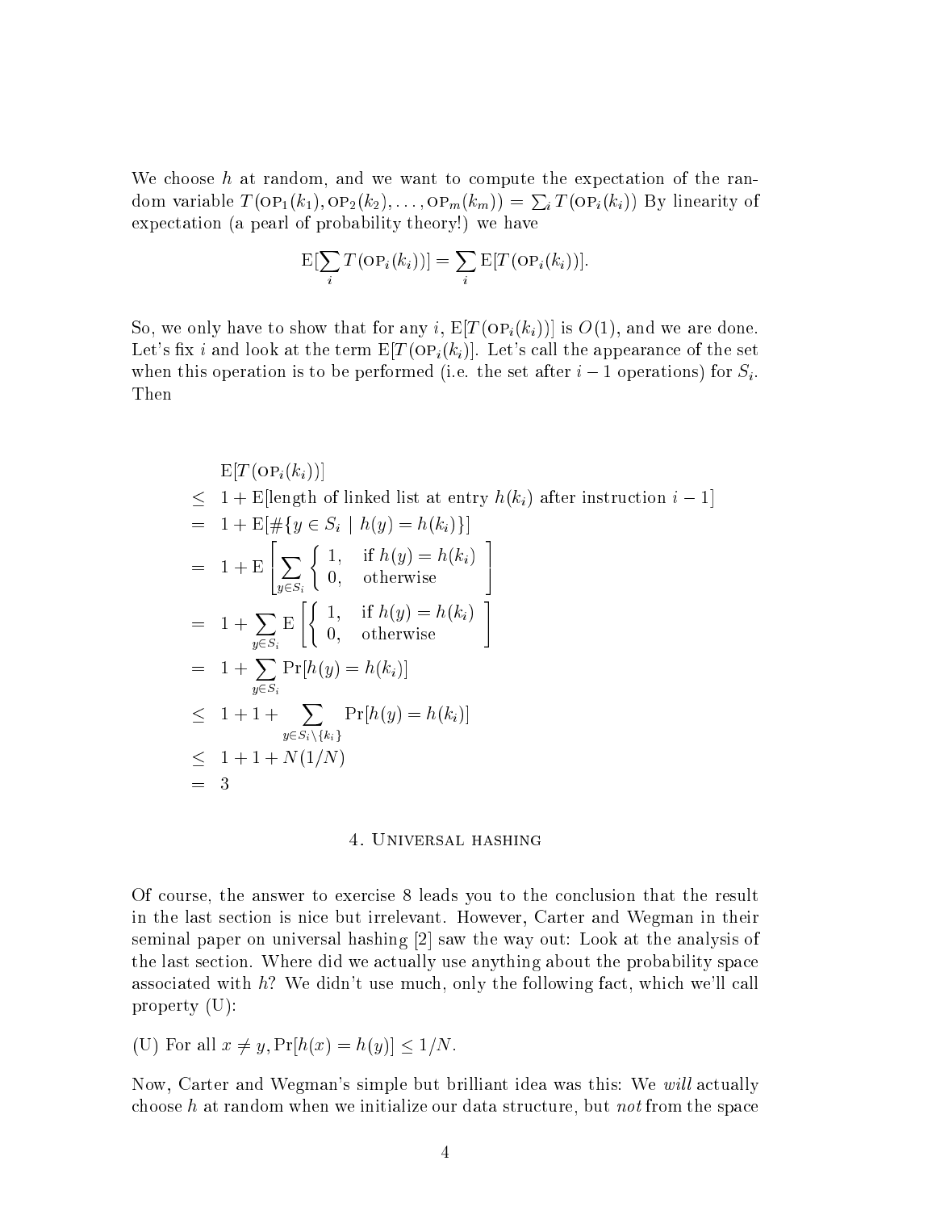We choose $h$ at random, and we want to compute the expectation of the random variable $T(\text{OP}_1(k_1), \text{OP}_2(k_2), \ldots, \text{OP}_m(k_m)) = \sum_i T(\text{OP}_i(k_i))$ By linearity of expectation (a pearl of probability theory!) we have

$$\mathrm{E}[\sum_i T(\text{OP}_i(k_i))] = \sum_i \mathrm{E}[T(\text{OP}_i(k_i))].$$

So, we only have to show that for any $i$, $\mathrm{E}[T(\text{OP}_i(k_i))]$ is $O(1)$, and we are done. Let's fix $i$ and look at the term $\mathrm{E}[T(\text{OP}_i(k_i)]$. Let's call the appearance of the set when this operation is to be performed (i.e. the set after $i-1$ operations) for $S_i$. Then

$$
\begin{aligned}
& \mathrm{E}[T(\text{OP}_i(k_i))] \\
\leq\ & 1 + \mathrm{E}[\text{length of linked list at entry } h(k_i) \text{ after instruction } i-1] \\
=\ & 1 + \mathrm{E}[\#\{y \in S_i \mid h(y) = h(k_i)\}] \\
=\ & 1 + \mathrm{E}\left[\sum_{y \in S_i} \begin{cases} 1, & \text{if } h(y) = h(k_i) \\ 0, & \text{otherwise} \end{cases}\right] \\
=\ & 1 + \sum_{y \in S_i} \mathrm{E}\left[\begin{cases} 1, & \text{if } h(y) = h(k_i) \\ 0, & \text{otherwise} \end{cases}\right] \\
=\ & 1 + \sum_{y \in S_i} \Pr[h(y) = h(k_i)] \\
\leq\ & 1 + 1 + \sum_{y \in S_i \setminus \{k_i\}} \Pr[h(y) = h(k_i)] \\
\leq\ & 1 + 1 + N(1/N) \\
=\ & 3
\end{aligned}
$$

## 4. Universal hashing

Of course, the answer to exercise 8 leads you to the conclusion that the result in the last section is nice but irrelevant. However, Carter and Wegman in their seminal paper on universal hashing [2] saw the way out: Look at the analysis of the last section. Where did we actually use anything about the probability space associated with $h$? We didn't use much, only the following fact, which we'll call property (U):

(U) For all $x \neq y, \Pr[h(x) = h(y)] \leq 1/N$.

Now, Carter and Wegman's simple but brilliant idea was this: We *will* actually choose $h$ at random when we initialize our data structure, but *not* from the space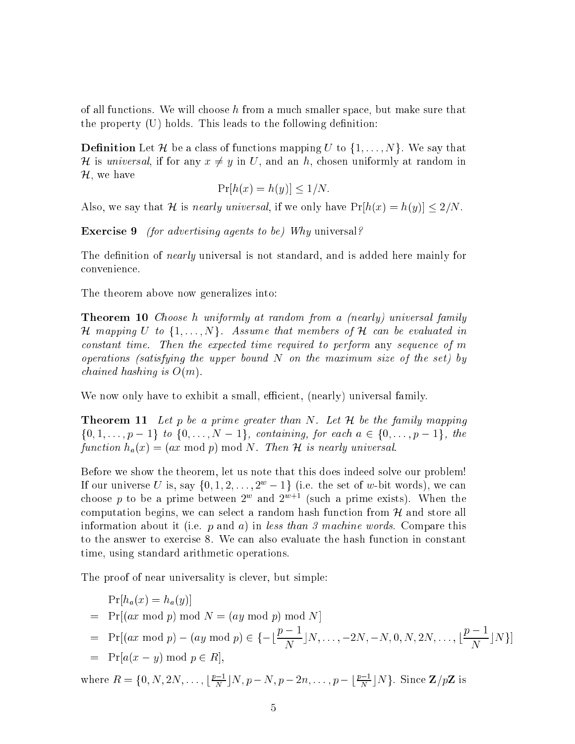of all functions. We will choose $h$ from a much smaller space, but make sure that the property (U) holds. This leads to the following definition:

**Definition** Let $\mathcal{H}$ be a class of functions mapping $U$ to $\{1, \ldots, N\}$. We say that $\mathcal{H}$ is *universal*, if for any $x \neq y$ in $U$, and an $h$, chosen uniformly at random in $\mathcal{H}$, we have

$$\Pr[h(x) = h(y)] \leq 1/N.$$

Also, we say that $\mathcal{H}$ is *nearly universal*, if we only have $\Pr[h(x) = h(y)] \leq 2/N$.

**Exercise 9** *(for advertising agents to be) Why* universal*?*

The definition of *nearly* universal is not standard, and is added here mainly for convenience.

The theorem above now generalizes into:

**Theorem 10** *Choose $h$ uniformly at random from a (nearly) universal family $\mathcal{H}$ mapping $U$ to $\{1, \ldots, N\}$. Assume that members of $\mathcal{H}$ can be evaluated in constant time. Then the expected time required to perform* any *sequence of $m$ operations (satisfying the upper bound $N$ on the maximum size of the set) by chained hashing is $O(m)$.*

We now only have to exhibit a small, efficient, (nearly) universal family.

**Theorem 11** *Let $p$ be a prime greater than $N$. Let $\mathcal{H}$ be the family mapping $\{0, 1, \ldots, p-1\}$ to $\{0, \ldots, N-1\}$, containing, for each $a \in \{0, \ldots, p-1\}$, the function $h_a(x) = (ax \bmod p) \bmod N$. Then $\mathcal{H}$ is nearly universal.*

Before we show the theorem, let us note that this does indeed solve our problem! If our universe $U$ is, say $\{0, 1, 2, \ldots, 2^w - 1\}$ (i.e. the set of $w$-bit words), we can choose $p$ to be a prime between $2^w$ and $2^{w+1}$ (such a prime exists). When the computation begins, we can select a random hash function from $\mathcal{H}$ and store all information about it (i.e. $p$ and $a$) in *less than 3 machine words*. Compare this to the answer to exercise 8. We can also evaluate the hash function in constant time, using standard arithmetic operations.

The proof of near universality is clever, but simple:

$$\begin{aligned}
& \Pr[h_a(x) = h_a(y)] \\
= \; & \Pr[(ax \bmod p) \bmod N = (ay \bmod p) \bmod N] \\
= \; & \Pr[(ax \bmod p) - (ay \bmod p) \in \{-\lfloor \frac{p-1}{N} \rfloor N, \ldots, -2N, -N, 0, N, 2N, \ldots, \lfloor \frac{p-1}{N} \rfloor N\}] \\
= \; & \Pr[a(x-y) \bmod p \in R],
\end{aligned}$$

where $R = \{0, N, 2N, \ldots, \lfloor \frac{p-1}{N} \rfloor N, p-N, p-2n, \ldots, p - \lfloor \frac{p-1}{N} \rfloor N\}$. Since $\mathbf{Z}/p\mathbf{Z}$ is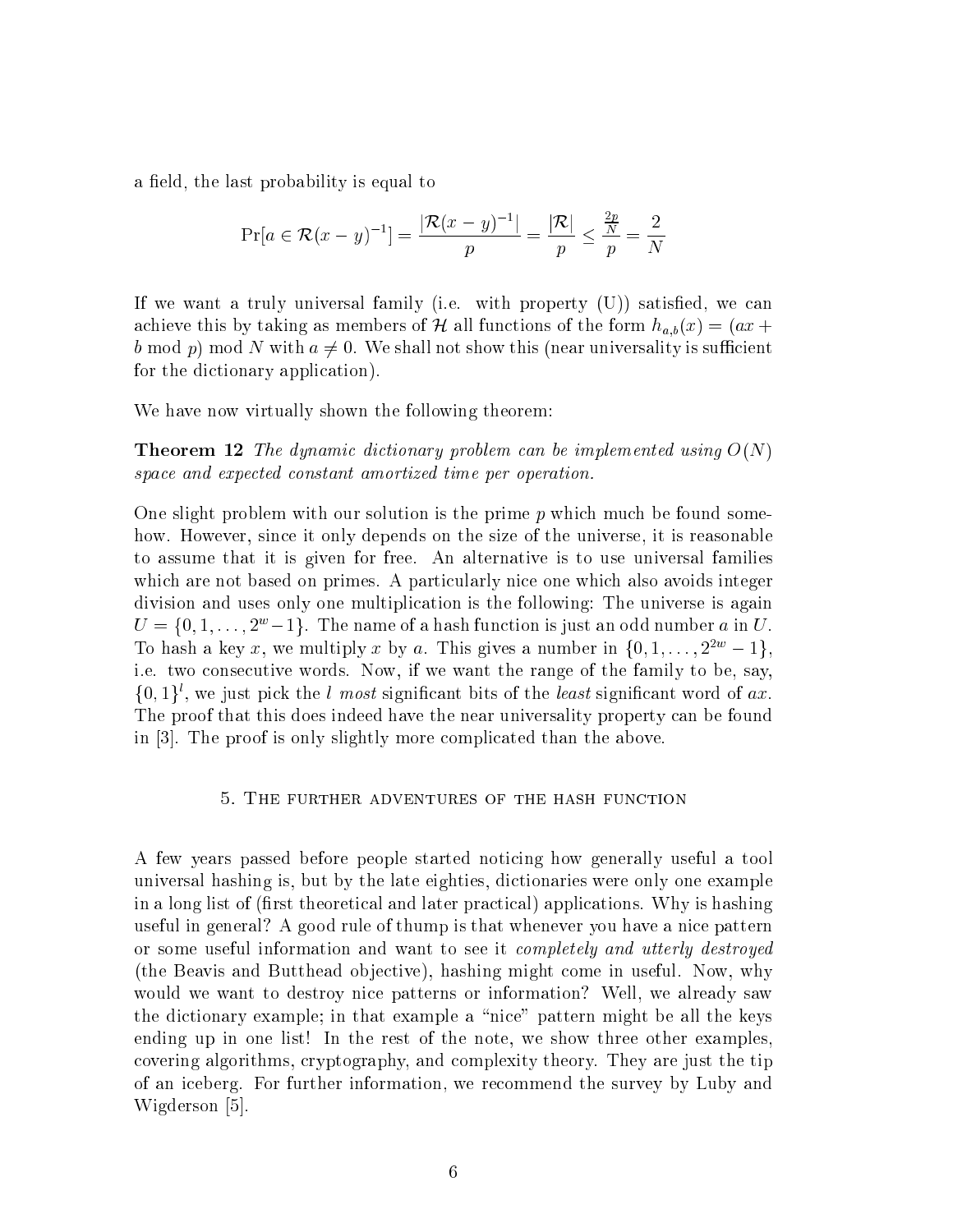a field, the last probability is equal to

$$\Pr[a \in \mathcal{R}(x-y)^{-1}] = \frac{|\mathcal{R}(x-y)^{-1}|}{p} = \frac{|\mathcal{R}|}{p} \leq \frac{\frac{2p}{N}}{p} = \frac{2}{N}$$

If we want a truly universal family (i.e. with property (U)) satisfied, we can achieve this by taking as members of $\mathcal{H}$ all functions of the form $h_{a,b}(x) = (ax + b \bmod p) \bmod N$ with $a \neq 0$. We shall not show this (near universality is sufficient for the dictionary application).

We have now virtually shown the following theorem:

**Theorem 12** *The dynamic dictionary problem can be implemented using $O(N)$ space and expected constant amortized time per operation.*

One slight problem with our solution is the prime $p$ which much be found somehow. However, since it only depends on the size of the universe, it is reasonable to assume that it is given for free. An alternative is to use universal families which are not based on primes. A particularly nice one which also avoids integer division and uses only one multiplication is the following: The universe is again $U = \{0, 1, \ldots, 2^w - 1\}$. The name of a hash function is just an odd number $a$ in $U$. To hash a key $x$, we multiply $x$ by $a$. This gives a number in $\{0, 1, \ldots, 2^{2w} - 1\}$, i.e. two consecutive words. Now, if we want the range of the family to be, say, $\{0, 1\}^l$, we just pick the $l$ *most* significant bits of the *least* significant word of $ax$. The proof that this does indeed have the near universality property can be found in [3]. The proof is only slightly more complicated than the above.

## 5. The further adventures of the hash function

A few years passed before people started noticing how generally useful a tool universal hashing is, but by the late eighties, dictionaries were only one example in a long list of (first theoretical and later practical) applications. Why is hashing useful in general? A good rule of thump is that whenever you have a nice pattern or some useful information and want to see it *completely and utterly destroyed* (the Beavis and Butthead objective), hashing might come in useful. Now, why would we want to destroy nice patterns or information? Well, we already saw the dictionary example; in that example a "nice" pattern might be all the keys ending up in one list! In the rest of the note, we show three other examples, covering algorithms, cryptography, and complexity theory. They are just the tip of an iceberg. For further information, we recommend the survey by Luby and Wigderson [5].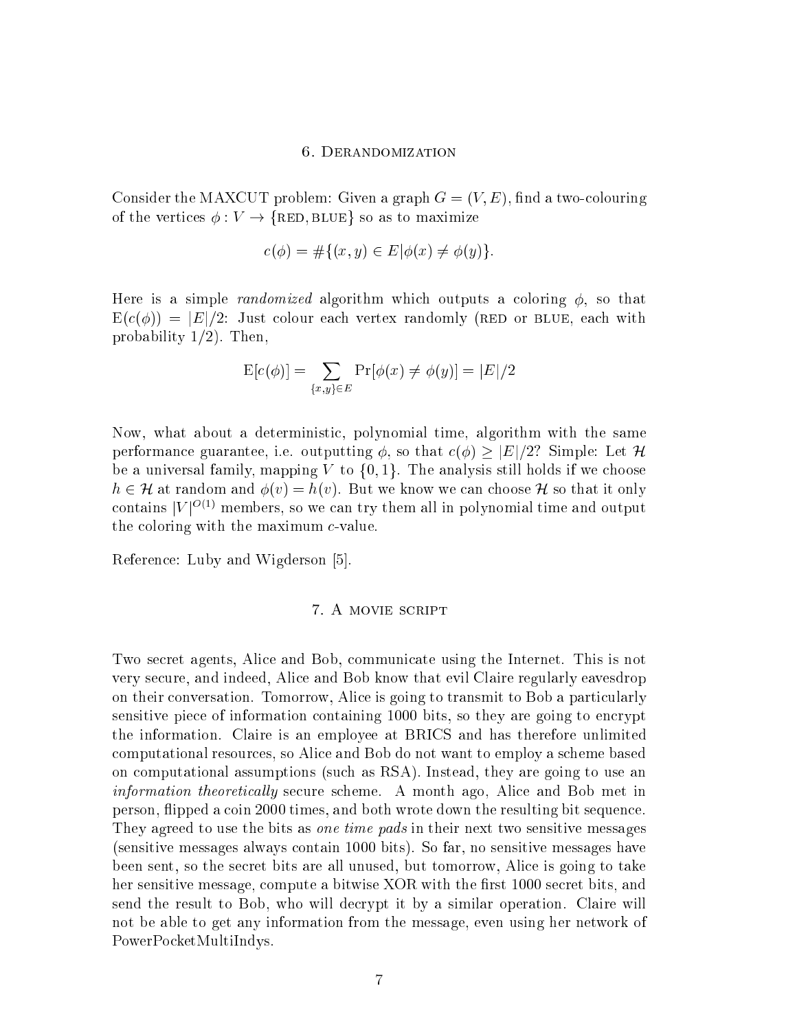## 6. Derandomization

Consider the MAXCUT problem: Given a graph $G = (V, E)$, find a two-colouring of the vertices $\phi : V \to \{\text{RED}, \text{BLUE}\}$ so as to maximize

$$c(\phi) = \#\{(x, y) \in E | \phi(x) \neq \phi(y)\}.$$

Here is a simple *randomized* algorithm which outputs a coloring $\phi$, so that $\mathrm{E}(c(\phi)) = |E|/2$: Just colour each vertex randomly (RED or BLUE, each with probability 1/2). Then,

$$\mathrm{E}[c(\phi)] = \sum_{\{x,y\} \in E} \Pr[\phi(x) \neq \phi(y)] = |E|/2$$

Now, what about a deterministic, polynomial time, algorithm with the same performance guarantee, i.e. outputting $\phi$, so that $c(\phi) \geq |E|/2$? Simple: Let $\mathcal{H}$ be a universal family, mapping $V$ to $\{0, 1\}$. The analysis still holds if we choose $h \in \mathcal{H}$ at random and $\phi(v) = h(v)$. But we know we can choose $\mathcal{H}$ so that it only contains $|V|^{O(1)}$ members, so we can try them all in polynomial time and output the coloring with the maximum $c$-value.

Reference: Luby and Wigderson [5].

## 7. A movie script

Two secret agents, Alice and Bob, communicate using the Internet. This is not very secure, and indeed, Alice and Bob know that evil Claire regularly eavesdrop on their conversation. Tomorrow, Alice is going to transmit to Bob a particularly sensitive piece of information containing 1000 bits, so they are going to encrypt the information. Claire is an employee at BRICS and has therefore unlimited computational resources, so Alice and Bob do not want to employ a scheme based on computational assumptions (such as RSA). Instead, they are going to use an *information theoretically* secure scheme. A month ago, Alice and Bob met in person, flipped a coin 2000 times, and both wrote down the resulting bit sequence. They agreed to use the bits as *one time pads* in their next two sensitive messages (sensitive messages always contain 1000 bits). So far, no sensitive messages have been sent, so the secret bits are all unused, but tomorrow, Alice is going to take her sensitive message, compute a bitwise XOR with the first 1000 secret bits, and send the result to Bob, who will decrypt it by a similar operation. Claire will not be able to get any information from the message, even using her network of PowerPocketMultiIndys.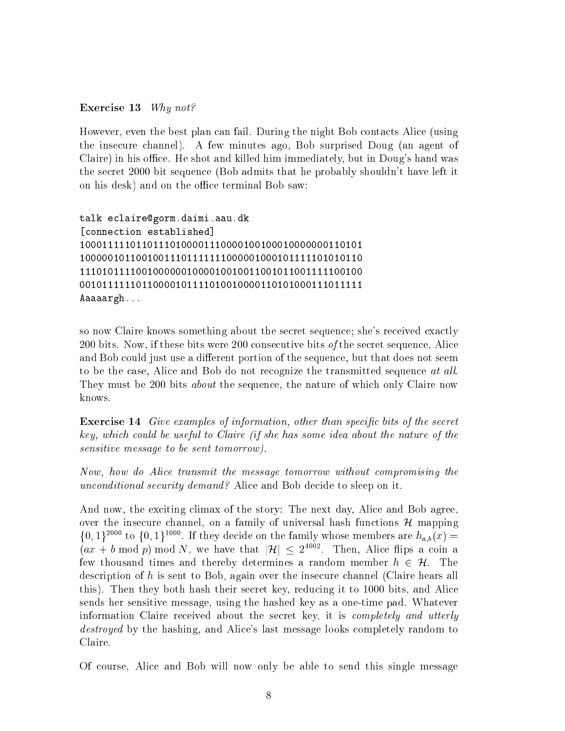**Exercise 13** *Why not?*

However, even the best plan can fail. During the night Bob contacts Alice (using the insecure channel). A few minutes ago, Bob surprised Doug (an agent of Claire) in his office. He shot and killed him immediately, but in Doug's hand was the secret 2000 bit sequence (Bob admits that he probably shouldn't have left it on his desk) and on the office terminal Bob saw:

```
talk eclaire@gorm.daimi.aau.dk
[connection established]
10001111101101110100001110000100100010000000110101
10000010110010011101111111000001000101111101010110
11101011110010000001000010010011001011001111100100
00101111110110000101111010010000110101000111011111
Aaaaargh...
```

so now Claire knows something about the secret sequence; she's received exactly 200 bits. Now, if these bits were 200 consecutive bits *of* the secret sequence, Alice and Bob could just use a different portion of the sequence, but that does not seem to be the case, Alice and Bob do not recognize the transmitted sequence *at all*. They must be 200 bits *about* the sequence, the nature of which only Claire now knows.

**Exercise 14** *Give examples of information, other than specific bits of the secret key, which could be useful to Claire (if she has some idea about the nature of the sensitive message to be sent tomorrow).*

*Now, how do Alice transmit the message tomorrow without compromising the unconditional security demand?* Alice and Bob decide to sleep on it.

And now, the exciting climax of the story: The next day, Alice and Bob agree, over the insecure channel, on a family of universal hash functions $\mathcal{H}$ mapping $\{0,1\}^{2000}$ to $\{0,1\}^{1000}$. If they decide on the family whose members are $h_{a,b}(x) = (ax + b \bmod p) \bmod N$, we have that $|\mathcal{H}| \leq 2^{4002}$. Then, Alice flips a coin a few thousand times and thereby determines a random member $h \in \mathcal{H}$. The description of $h$ is sent to Bob, again over the insecure channel (Claire hears all this). Then they both hash their secret key, reducing it to 1000 bits, and Alice sends her sensitive message, using the hashed key as a one-time pad. Whatever information Claire received about the secret key, it is *completely and utterly destroyed* by the hashing, and Alice's last message looks completely random to Claire.

Of course, Alice and Bob will now only be able to send this single message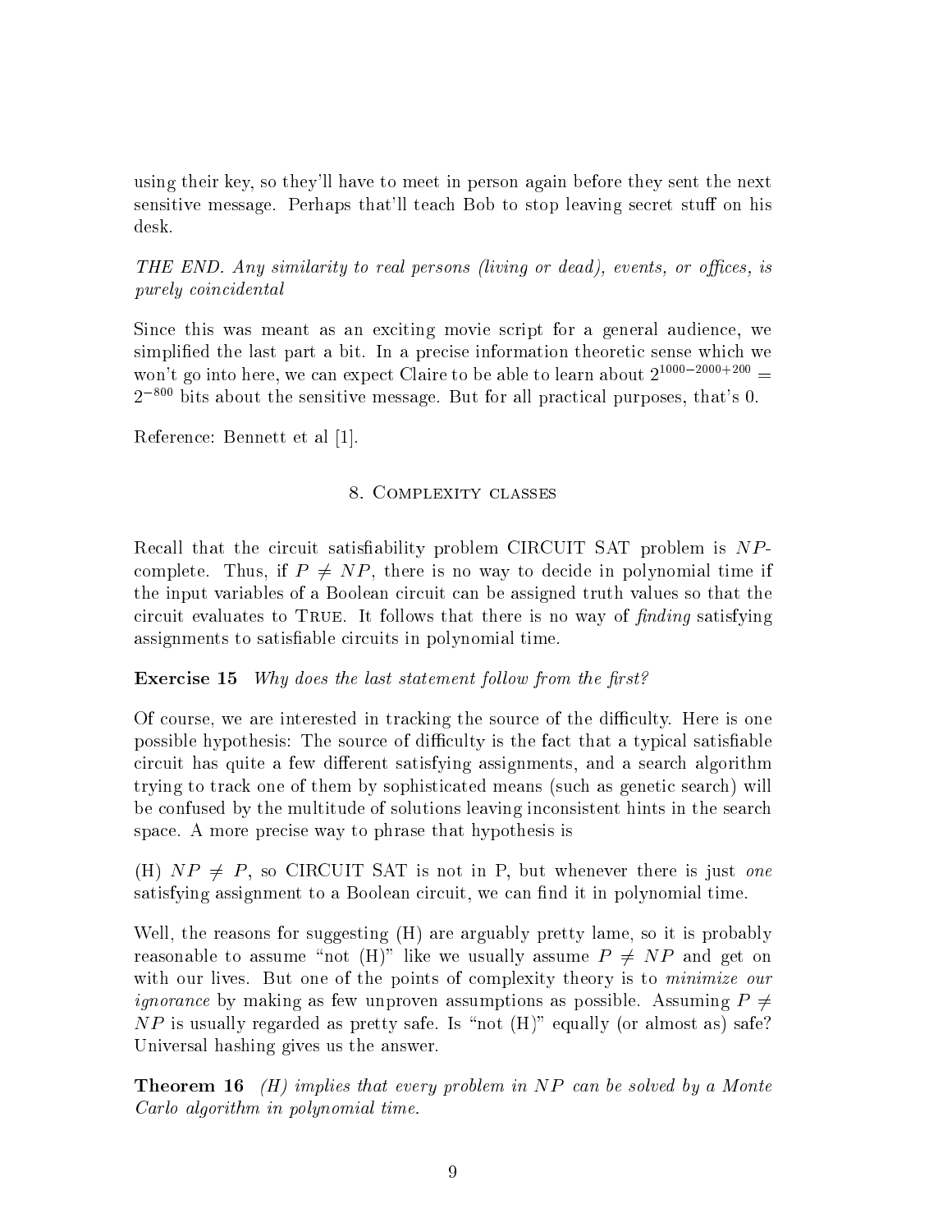using their key, so they'll have to meet in person again before they sent the next sensitive message. Perhaps that'll teach Bob to stop leaving secret stuff on his desk.

*THE END. Any similarity to real persons (living or dead), events, or offices, is purely coincidental*

Since this was meant as an exciting movie script for a general audience, we simplified the last part a bit. In a precise information theoretic sense which we won't go into here, we can expect Claire to be able to learn about $2^{1000-2000+200} = 2^{-800}$ bits about the sensitive message. But for all practical purposes, that's 0.

Reference: Bennett et al [1].

## 8. Complexity classes

Recall that the circuit satisfiability problem CIRCUIT SAT problem is $NP$-complete. Thus, if $P \neq NP$, there is no way to decide in polynomial time if the input variables of a Boolean circuit can be assigned truth values so that the circuit evaluates to TRUE. It follows that there is no way of *finding* satisfying assignments to satisfiable circuits in polynomial time.

**Exercise 15** *Why does the last statement follow from the first?*

Of course, we are interested in tracking the source of the difficulty. Here is one possible hypothesis: The source of difficulty is the fact that a typical satisfiable circuit has quite a few different satisfying assignments, and a search algorithm trying to track one of them by sophisticated means (such as genetic search) will be confused by the multitude of solutions leaving inconsistent hints in the search space. A more precise way to phrase that hypothesis is

(H) $NP \neq P$, so CIRCUIT SAT is not in P, but whenever there is just *one* satisfying assignment to a Boolean circuit, we can find it in polynomial time.

Well, the reasons for suggesting (H) are arguably pretty lame, so it is probably reasonable to assume "not (H)" like we usually assume $P \neq NP$ and get on with our lives. But one of the points of complexity theory is to *minimize our ignorance* by making as few unproven assumptions as possible. Assuming $P \neq NP$ is usually regarded as pretty safe. Is "not (H)" equally (or almost as) safe? Universal hashing gives us the answer.

**Theorem 16** *(H) implies that every problem in $NP$ can be solved by a Monte Carlo algorithm in polynomial time.*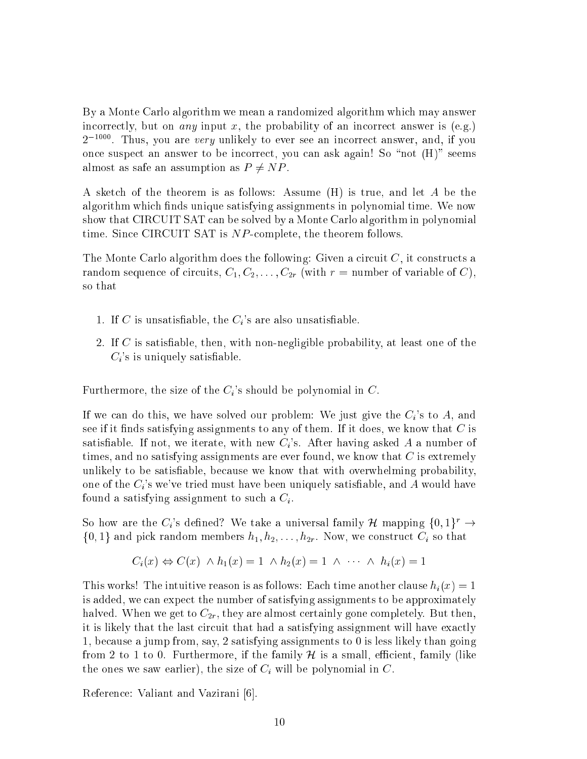By a Monte Carlo algorithm we mean a randomized algorithm which may answer incorrectly, but on *any* input $x$, the probability of an incorrect answer is (e.g.) $2^{-1000}$. Thus, you are *very* unlikely to ever see an incorrect answer, and, if you once suspect an answer to be incorrect, you can ask again! So "not (H)" seems almost as safe an assumption as $P \neq NP$.

A sketch of the theorem is as follows: Assume (H) is true, and let $A$ be the algorithm which finds unique satisfying assignments in polynomial time. We now show that CIRCUIT SAT can be solved by a Monte Carlo algorithm in polynomial time. Since CIRCUIT SAT is $NP$-complete, the theorem follows.

The Monte Carlo algorithm does the following: Given a circuit $C$, it constructs a random sequence of circuits, $C_1, C_2, \ldots, C_{2r}$ (with $r$ = number of variable of $C$), so that

1. If $C$ is unsatisfiable, the $C_i$'s are also unsatisfiable.
2. If $C$ is satisfiable, then, with non-negligible probability, at least one of the $C_i$'s is uniquely satisfiable.

Furthermore, the size of the $C_i$'s should be polynomial in $C$.

If we can do this, we have solved our problem: We just give the $C_i$'s to $A$, and see if it finds satisfying assignments to any of them. If it does, we know that $C$ is satisfiable. If not, we iterate, with new $C_i$'s. After having asked $A$ a number of times, and no satisfying assignments are ever found, we know that $C$ is extremely unlikely to be satisfiable, because we know that with overwhelming probability, one of the $C_i$'s we've tried must have been uniquely satisfiable, and $A$ would have found a satisfying assignment to such a $C_i$.

So how are the $C_i$'s defined? We take a universal family $\mathcal{H}$ mapping $\{0,1\}^r \rightarrow \{0,1\}$ and pick random members $h_1, h_2, \ldots, h_{2r}$. Now, we construct $C_i$ so that

$$C_i(x) \Leftrightarrow C(x) \ \wedge h_1(x) = 1 \ \wedge h_2(x) = 1 \ \wedge \ \cdots \ \wedge \ h_i(x) = 1$$

This works! The intuitive reason is as follows: Each time another clause $h_i(x) = 1$ is added, we can expect the number of satisfying assignments to be approximately halved. When we get to $C_{2r}$, they are almost certainly gone completely. But then, it is likely that the last circuit that had a satisfying assignment will have exactly 1, because a jump from, say, 2 satisfying assignments to 0 is less likely than going from 2 to 1 to 0. Furthermore, if the family $\mathcal{H}$ is a small, efficient, family (like the ones we saw earlier), the size of $C_i$ will be polynomial in $C$.

Reference: Valiant and Vazirani [6].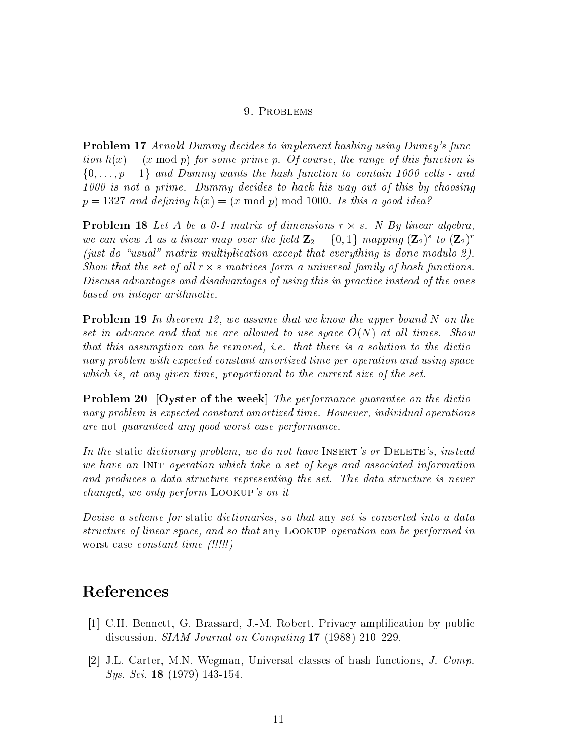## 9. Problems

**Problem 17** *Arnold Dummy decides to implement hashing using Dumey's function $h(x) = (x \bmod p)$ for some prime $p$. Of course, the range of this function is $\{0, \ldots, p-1\}$ and Dummy wants the hash function to contain 1000 cells - and 1000 is not a prime. Dummy decides to hack his way out of this by choosing $p = 1327$ and defining $h(x) = (x \bmod p) \bmod 1000$. Is this a good idea?*

**Problem 18** *Let $A$ be a 0-1 matrix of dimensions $r \times s$. N By linear algebra, we can view $A$ as a linear map over the field $\mathbf{Z}_2 = \{0, 1\}$ mapping $(\mathbf{Z}_2)^s$ to $(\mathbf{Z}_2)^r$ (just do "usual" matrix multiplication except that everything is done modulo 2). Show that the set of all $r \times s$ matrices form a universal family of hash functions. Discuss advantages and disadvantages of using this in practice instead of the ones based on integer arithmetic.*

**Problem 19** *In theorem 12, we assume that we know the upper bound $N$ on the set in advance and that we are allowed to use space $O(N)$ at all times. Show that this assumption can be removed, i.e. that there is a solution to the dictionary problem with expected constant amortized time per operation and using space which is, at any given time, proportional to the current size of the set.*

**Problem 20 [Oyster of the week]** *The performance guarantee on the dictionary problem is expected constant amortized time. However, individual operations are* not *guaranteed any good worst case performance.*

*In the* static *dictionary problem, we do not have* INSERT*'s or* DELETE*'s, instead we have an* INIT *operation which take a set of keys and associated information and produces a data structure representing the set. The data structure is never changed, we only perform* LOOKUP*'s on it*

*Devise a scheme for* static *dictionaries, so that* any *set is converted into a data structure of linear space, and so that* any LOOKUP *operation can be performed in* worst case *constant time (!!!!!)*

# References

[1] C.H. Bennett, G. Brassard, J.-M. Robert, Privacy amplification by public discussion, *SIAM Journal on Computing* **17** (1988) 210–229.

[2] J.L. Carter, M.N. Wegman, Universal classes of hash functions, *J. Comp. Sys. Sci.* **18** (1979) 143-154.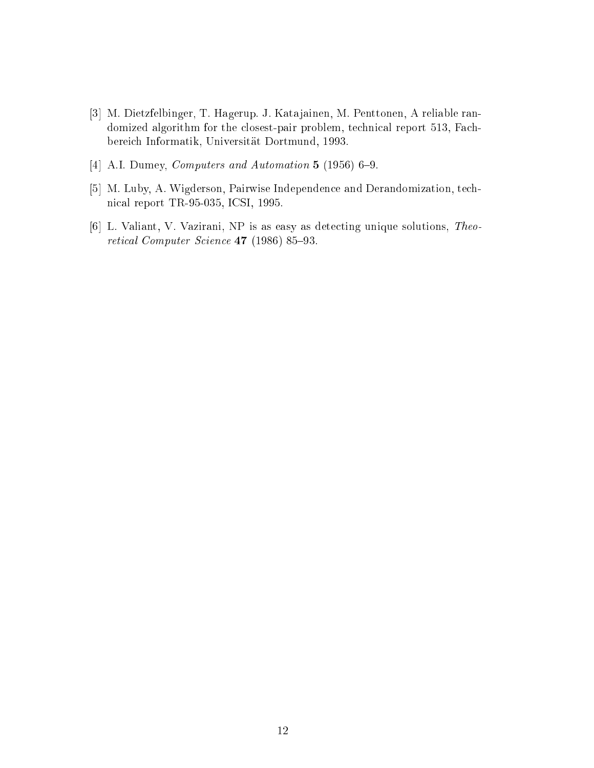[3] M. Dietzfelbinger, T. Hagerup. J. Katajainen, M. Penttonen, A reliable randomized algorithm for the closest-pair problem, technical report 513, Fachbereich Informatik, Universität Dortmund, 1993.

[4] A.I. Dumey, *Computers and Automation* **5** (1956) 6–9.

[5] M. Luby, A. Wigderson, Pairwise Independence and Derandomization, technical report TR-95-035, ICSI, 1995.

[6] L. Valiant, V. Vazirani, NP is as easy as detecting unique solutions, *Theoretical Computer Science* **47** (1986) 85–93.